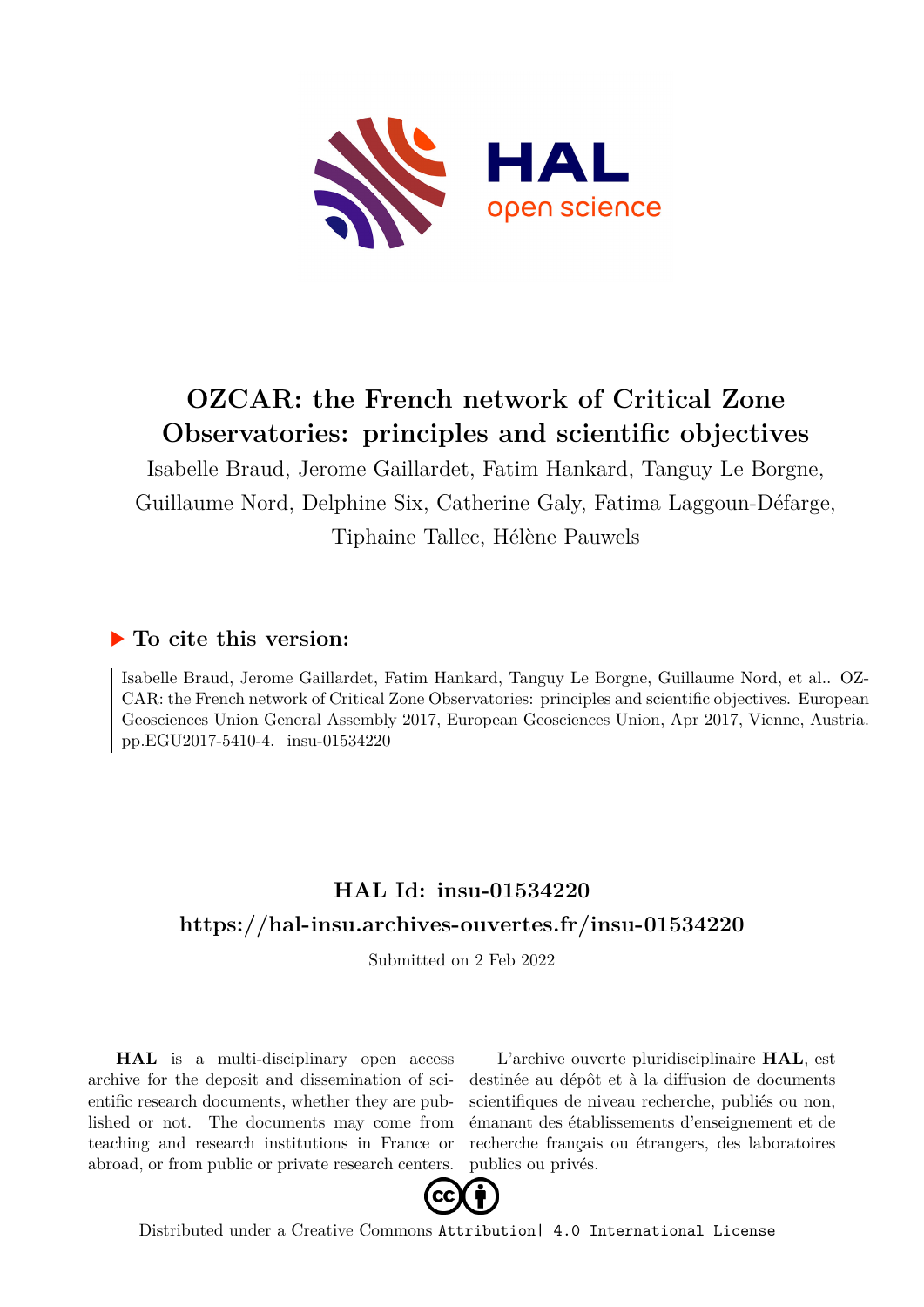# OZCAR: the French network of Critical Zone Observatories: principles and scientific objectives

Isabelle Braud, Jerome Gaillardet, Fatim Hankard, Tanguy Le Borgne, Guillaume Nord, Delphine Six, Catherine Galy, Fatima Laggoun-Défarge, Tiphaine Tallec, Hélène Pauwels

## ▶ To cite this version:

Isabelle Braud, Jerome Gaillardet, Fatim Hankard, Tanguy Le Borgne, Guillaume Nord, et al.. OZCAR: the French network of Critical Zone Observatories: principles and scientific objectives. European Geosciences Union General Assembly 2017, European Geosciences Union, Apr 2017, Vienne, Austria. pp.EGU2017-5410-4. insu-01534220

## HAL Id: insu-01534220

## https://hal-insu.archives-ouvertes.fr/insu-01534220

Submitted on 2 Feb 2022

**HAL** is a multi-disciplinary open access archive for the deposit and dissemination of scientific research documents, whether they are published or not. The documents may come from teaching and research institutions in France or abroad, or from public or private research centers.

L'archive ouverte pluridisciplinaire **HAL**, est destinée au dépôt et à la diffusion de documents scientifiques de niveau recherche, publiés ou non, émanant des établissements d'enseignement et de recherche français ou étrangers, des laboratoires publics ou privés.

Distributed under a Creative Commons Attribution| 4.0 International License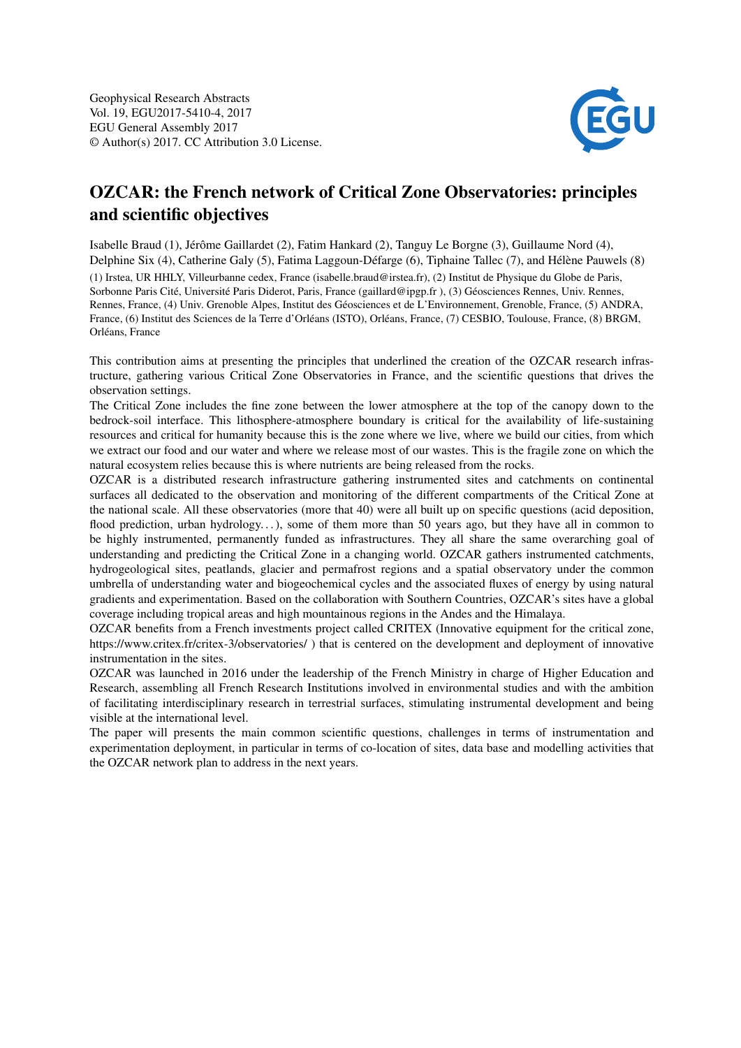Geophysical Research Abstracts
Vol. 19, EGU2017-5410-4, 2017
EGU General Assembly 2017
© Author(s) 2017. CC Attribution 3.0 License.

# OZCAR: the French network of Critical Zone Observatories: principles and scientific objectives

Isabelle Braud (1), Jérôme Gaillardet (2), Fatim Hankard (2), Tanguy Le Borgne (3), Guillaume Nord (4), Delphine Six (4), Catherine Galy (5), Fatima Laggoun-Défarge (6), Tiphaine Tallec (7), and Hélène Pauwels (8)

(1) Irstea, UR HHLY, Villeurbanne cedex, France (isabelle.braud@irstea.fr), (2) Institut de Physique du Globe de Paris, Sorbonne Paris Cité, Université Paris Diderot, Paris, France (gaillard@ipgp.fr ), (3) Géosciences Rennes, Univ. Rennes, Rennes, France, (4) Univ. Grenoble Alpes, Institut des Géosciences et de L'Environnement, Grenoble, France, (5) ANDRA, France, (6) Institut des Sciences de la Terre d'Orléans (ISTO), Orléans, France, (7) CESBIO, Toulouse, France, (8) BRGM, Orléans, France

This contribution aims at presenting the principles that underlined the creation of the OZCAR research infrastructure, gathering various Critical Zone Observatories in France, and the scientific questions that drives the observation settings.

The Critical Zone includes the fine zone between the lower atmosphere at the top of the canopy down to the bedrock-soil interface. This lithosphere-atmosphere boundary is critical for the availability of life-sustaining resources and critical for humanity because this is the zone where we live, where we build our cities, from which we extract our food and our water and where we release most of our wastes. This is the fragile zone on which the natural ecosystem relies because this is where nutrients are being released from the rocks.

OZCAR is a distributed research infrastructure gathering instrumented sites and catchments on continental surfaces all dedicated to the observation and monitoring of the different compartments of the Critical Zone at the national scale. All these observatories (more that 40) were all built up on specific questions (acid deposition, flood prediction, urban hydrology…), some of them more than 50 years ago, but they have all in common to be highly instrumented, permanently funded as infrastructures. They all share the same overarching goal of understanding and predicting the Critical Zone in a changing world. OZCAR gathers instrumented catchments, hydrogeological sites, peatlands, glacier and permafrost regions and a spatial observatory under the common umbrella of understanding water and biogeochemical cycles and the associated fluxes of energy by using natural gradients and experimentation. Based on the collaboration with Southern Countries, OZCAR's sites have a global coverage including tropical areas and high mountainous regions in the Andes and the Himalaya.

OZCAR benefits from a French investments project called CRITEX (Innovative equipment for the critical zone, https://www.critex.fr/critex-3/observatories/ ) that is centered on the development and deployment of innovative instrumentation in the sites.

OZCAR was launched in 2016 under the leadership of the French Ministry in charge of Higher Education and Research, assembling all French Research Institutions involved in environmental studies and with the ambition of facilitating interdisciplinary research in terrestrial surfaces, stimulating instrumental development and being visible at the international level.

The paper will presents the main common scientific questions, challenges in terms of instrumentation and experimentation deployment, in particular in terms of co-location of sites, data base and modelling activities that the OZCAR network plan to address in the next years.